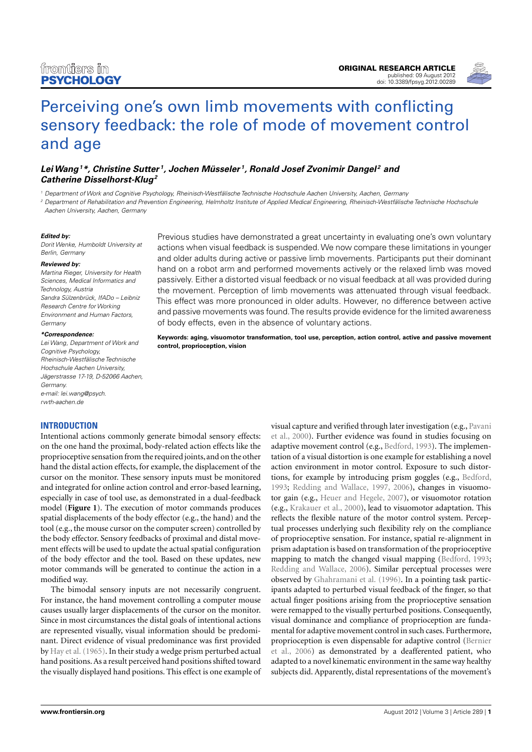ORIGINAL RESEARCH ARTICLE
published: 09 August 2012
doi: 10.3389/fpsyg.2012.00289

# Perceiving one's own limb movements with conflicting sensory feedback: the role of mode of movement control and age

***Lei Wang[1]\*, Christine Sutter[1], Jochen Müsseler[1], Ronald Josef Zvonimir Dangel[2] and Catherine Disselhorst-Klug[2]***

[1] Department of Work and Cognitive Psychology, Rheinisch-Westfälische Technische Hochschule Aachen University, Aachen, Germany
[2] Department of Rehabilitation and Prevention Engineering, Helmholtz Institute of Applied Medical Engineering, Rheinisch-Westfälische Technische Hochschule Aachen University, Aachen, Germany

***Edited by:***
*Dorit Wenke, Humboldt University at Berlin, Germany*

***Reviewed by:***
*Martina Rieger, University for Health Sciences, Medical Informatics and Technology, Austria*
*Sandra Sülzenbrück, IfADo – Leibniz Research Centre for Working Environment and Human Factors, Germany*

***\*Correspondence:***
*Lei Wang, Department of Work and Cognitive Psychology, Rheinisch-Westfälische Technische Hochschule Aachen University, Jägerstrasse 17-19, D-52066 Aachen, Germany.*
*e-mail: lei.wang@psych.rwth-aachen.de*

Previous studies have demonstrated a great uncertainty in evaluating one's own voluntary actions when visual feedback is suspended. We now compare these limitations in younger and older adults during active or passive limb movements. Participants put their dominant hand on a robot arm and performed movements actively or the relaxed limb was moved passively. Either a distorted visual feedback or no visual feedback at all was provided during the movement. Perception of limb movements was attenuated through visual feedback. This effect was more pronounced in older adults. However, no difference between active and passive movements was found. The results provide evidence for the limited awareness of body effects, even in the absence of voluntary actions.

**Keywords: aging, visuomotor transformation, tool use, perception, action control, active and passive movement control, proprioception, vision**

## INTRODUCTION

Intentional actions commonly generate bimodal sensory effects: on the one hand the proximal, body-related action effects like the proprioceptive sensation from the required joints, and on the other hand the distal action effects, for example, the displacement of the cursor on the monitor. These sensory inputs must be monitored and integrated for online action control and error-based learning, especially in case of tool use, as demonstrated in a dual-feedback model (**Figure 1**). The execution of motor commands produces spatial displacements of the body effector (e.g., the hand) and the tool (e.g., the mouse cursor on the computer screen) controlled by the body effector. Sensory feedbacks of proximal and distal movement effects will be used to update the actual spatial configuration of the body effector and the tool. Based on these updates, new motor commands will be generated to continue the action in a modified way.

The bimodal sensory inputs are not necessarily congruent. For instance, the hand movement controlling a computer mouse causes usually larger displacements of the cursor on the monitor. Since in most circumstances the distal goals of intentional actions are represented visually, visual information should be predominant. Direct evidence of visual predominance was first provided by Hay et al. (1965). In their study a wedge prism perturbed actual hand positions. As a result perceived hand positions shifted toward the visually displayed hand positions. This effect is one example of visual capture and verified through later investigation (e.g., Pavani et al., 2000). Further evidence was found in studies focusing on adaptive movement control (e.g., Bedford, 1993). The implementation of a visual distortion is one example for establishing a novel action environment in motor control. Exposure to such distortions, for example by introducing prism goggles (e.g., Bedford, 1993; Redding and Wallace, 1997, 2006), changes in visuomotor gain (e.g., Heuer and Hegele, 2007), or visuomotor rotation (e.g., Krakauer et al., 2000), lead to visuomotor adaptation. This reflects the flexible nature of the motor control system. Perceptual processes underlying such flexibility rely on the compliance of proprioceptive sensation. For instance, spatial re-alignment in prism adaptation is based on transformation of the proprioceptive mapping to match the changed visual mapping (Bedford, 1993; Redding and Wallace, 2006). Similar perceptual processes were observed by Ghahramani et al. (1996). In a pointing task participants adapted to perturbed visual feedback of the finger, so that actual finger positions arising from the proprioceptive sensation were remapped to the visually perturbed positions. Consequently, visual dominance and compliance of proprioception are fundamental for adaptive movement control in such cases. Furthermore, proprioception is even dispensable for adaptive control (Bernier et al., 2006) as demonstrated by a deafferented patient, who adapted to a novel kinematic environment in the same way healthy subjects did. Apparently, distal representations of the movement's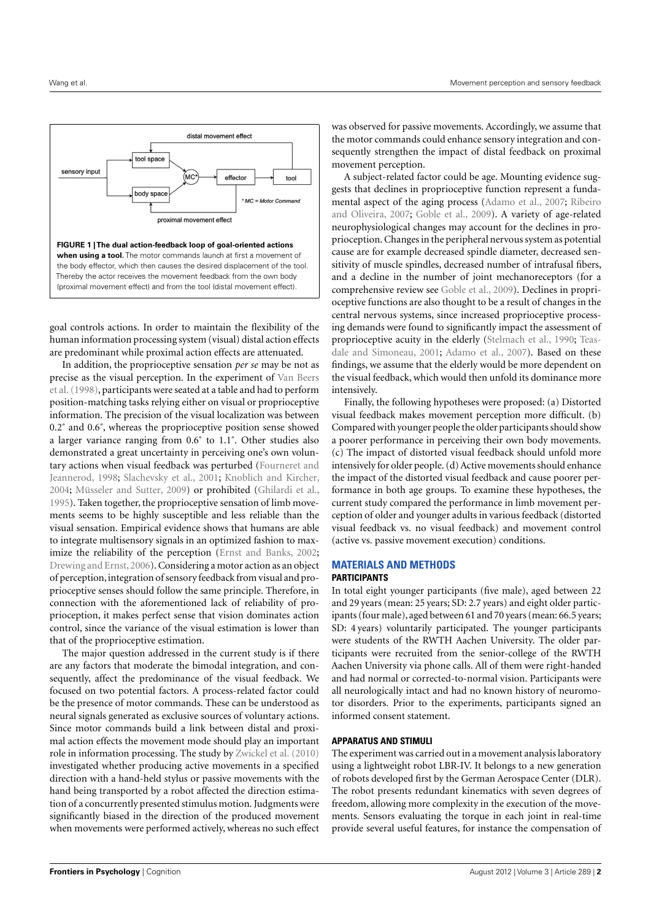**FIGURE 1 | The dual action-feedback loop of goal-oriented actions when using a tool.** The motor commands launch at first a movement of the body effector, which then causes the desired displacement of the tool. Thereby the actor receives the movement feedback from the own body (proximal movement effect) and from the tool (distal movement effect).

goal controls actions. In order to maintain the flexibility of the human information processing system (visual) distal action effects are predominant while proximal action effects are attenuated.

In addition, the proprioceptive sensation *per se* may be not as precise as the visual perception. In the experiment of Van Beers et al. (1998), participants were seated at a table and had to perform position-matching tasks relying either on visual or proprioceptive information. The precision of the visual localization was between 0.2˚ and 0.6˚, whereas the proprioceptive position sense showed a larger variance ranging from 0.6˚ to 1.1˚. Other studies also demonstrated a great uncertainty in perceiving one's own voluntary actions when visual feedback was perturbed (Fourneret and Jeannerod, 1998; Slachevsky et al., 2001; Knoblich and Kircher, 2004; Müsseler and Sutter, 2009) or prohibited (Ghilardi et al., 1995). Taken together, the proprioceptive sensation of limb movements seems to be highly susceptible and less reliable than the visual sensation. Empirical evidence shows that humans are able to integrate multisensory signals in an optimized fashion to maximize the reliability of the perception (Ernst and Banks, 2002; Drewing and Ernst, 2006). Considering a motor action as an object of perception, integration of sensory feedback from visual and proprioceptive senses should follow the same principle. Therefore, in connection with the aforementioned lack of reliability of proprioception, it makes perfect sense that vision dominates action control, since the variance of the visual estimation is lower than that of the proprioceptive estimation.

The major question addressed in the current study is if there are any factors that moderate the bimodal integration, and consequently, affect the predominance of the visual feedback. We focused on two potential factors. A process-related factor could be the presence of motor commands. These can be understood as neural signals generated as exclusive sources of voluntary actions. Since motor commands build a link between distal and proximal action effects the movement mode should play an important role in information processing. The study by Zwickel et al. (2010) investigated whether producing active movements in a specified direction with a hand-held stylus or passive movements with the hand being transported by a robot affected the direction estimation of a concurrently presented stimulus motion. Judgments were significantly biased in the direction of the produced movement when movements were performed actively, whereas no such effect was observed for passive movements. Accordingly, we assume that the motor commands could enhance sensory integration and consequently strengthen the impact of distal feedback on proximal movement perception.

A subject-related factor could be age. Mounting evidence suggests that declines in proprioceptive function represent a fundamental aspect of the aging process (Adamo et al., 2007; Ribeiro and Oliveira, 2007; Goble et al., 2009). A variety of age-related neurophysiological changes may account for the declines in proprioception. Changes in the peripheral nervous system as potential cause are for example decreased spindle diameter, decreased sensitivity of muscle spindles, decreased number of intrafusal fibers, and a decline in the number of joint mechanoreceptors (for a comprehensive review see Goble et al., 2009). Declines in proprioceptive functions are also thought to be a result of changes in the central nervous systems, since increased proprioceptive processing demands were found to significantly impact the assessment of proprioceptive acuity in the elderly (Stelmach et al., 1990; Teasdale and Simoneau, 2001; Adamo et al., 2007). Based on these findings, we assume that the elderly would be more dependent on the visual feedback, which would then unfold its dominance more intensively.

Finally, the following hypotheses were proposed: (a) Distorted visual feedback makes movement perception more difficult. (b) Compared with younger people the older participants should show a poorer performance in perceiving their own body movements. (c) The impact of distorted visual feedback should unfold more intensively for older people. (d) Active movements should enhance the impact of the distorted visual feedback and cause poorer performance in both age groups. To examine these hypotheses, the current study compared the performance in limb movement perception of older and younger adults in various feedback (distorted visual feedback vs. no visual feedback) and movement control (active vs. passive movement execution) conditions.

## MATERIALS AND METHODS

### PARTICIPANTS

In total eight younger participants (five male), aged between 22 and 29 years (mean: 25 years; SD: 2.7 years) and eight older participants (four male), aged between 61 and 70 years (mean: 66.5 years; SD: 4 years) voluntarily participated. The younger participants were students of the RWTH Aachen University. The older participants were recruited from the senior-college of the RWTH Aachen University via phone calls. All of them were right-handed and had normal or corrected-to-normal vision. Participants were all neurologically intact and had no known history of neuromotor disorders. Prior to the experiments, participants signed an informed consent statement.

### APPARATUS AND STIMULI

The experiment was carried out in a movement analysis laboratory using a lightweight robot LBR-IV. It belongs to a new generation of robots developed first by the German Aerospace Center (DLR). The robot presents redundant kinematics with seven degrees of freedom, allowing more complexity in the execution of the movements. Sensors evaluating the torque in each joint in real-time provide several useful features, for instance the compensation of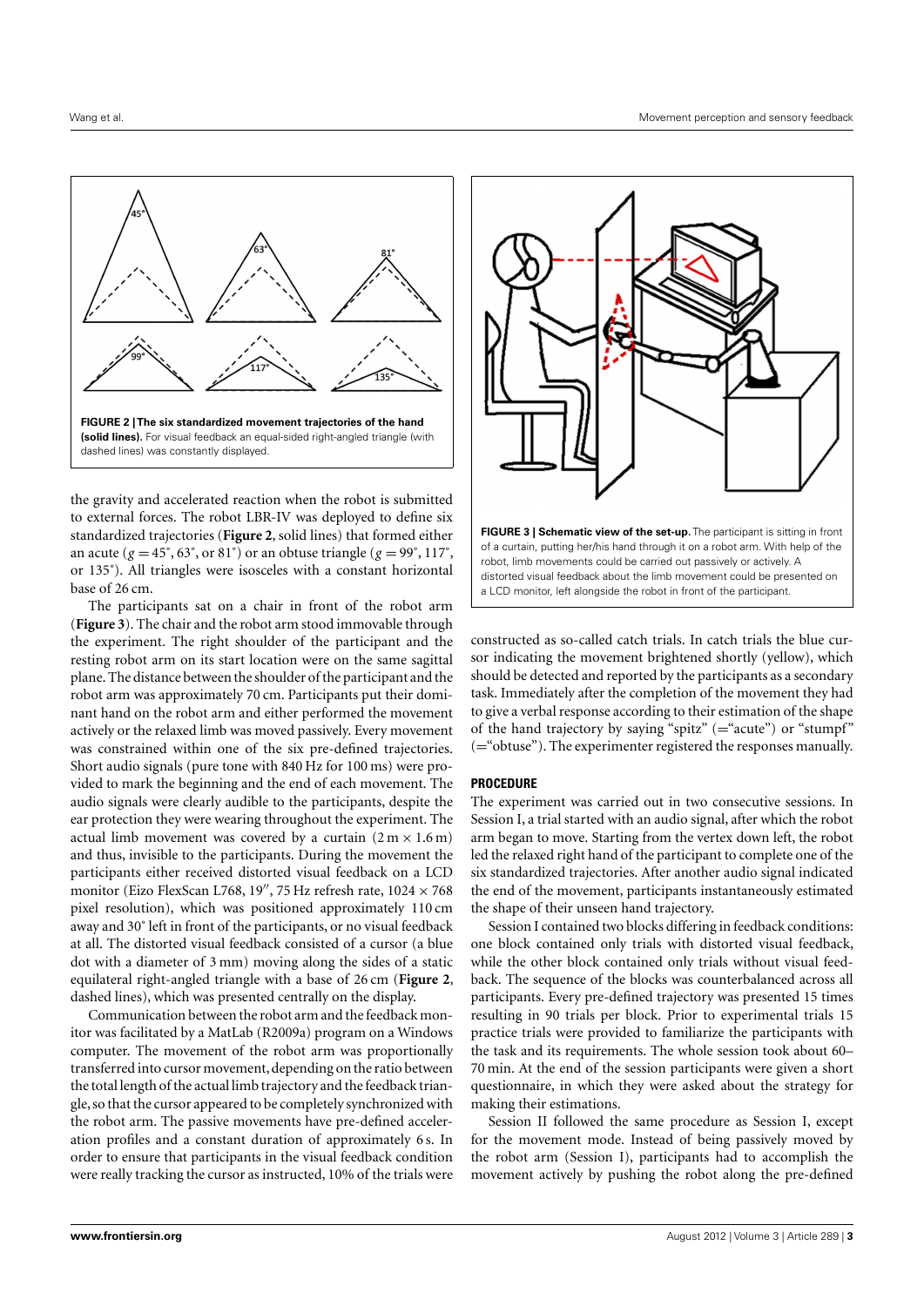FIGURE 2 | **The six standardized movement trajectories of the hand (solid lines).** For visual feedback an equal-sided right-angled triangle (with dashed lines) was constantly displayed.

the gravity and accelerated reaction when the robot is submitted to external forces. The robot LBR-IV was deployed to define six standardized trajectories (**Figure 2**, solid lines) that formed either an acute ($g = 45°$, $63°$, or $81°$) or an obtuse triangle ($g = 99°$, $117°$, or $135°$). All triangles were isosceles with a constant horizontal base of 26 cm.

The participants sat on a chair in front of the robot arm (**Figure 3**). The chair and the robot arm stood immovable through the experiment. The right shoulder of the participant and the resting robot arm on its start location were on the same sagittal plane. The distance between the shoulder of the participant and the robot arm was approximately 70 cm. Participants put their dominant hand on the robot arm and either performed the movement actively or the relaxed limb was moved passively. Every movement was constrained within one of the six pre-defined trajectories. Short audio signals (pure tone with 840 Hz for 100 ms) were provided to mark the beginning and the end of each movement. The audio signals were clearly audible to the participants, despite the ear protection they were wearing throughout the experiment. The actual limb movement was covered by a curtain ($2\,\text{m} \times 1.6\,\text{m}$) and thus, invisible to the participants. During the movement the participants either received distorted visual feedback on a LCD monitor (Eizo FlexScan L768, 19″, 75 Hz refresh rate, $1024 \times 768$ pixel resolution), which was positioned approximately 110 cm away and 30° left in front of the participants, or no visual feedback at all. The distorted visual feedback consisted of a cursor (a blue dot with a diameter of 3 mm) moving along the sides of a static equilateral right-angled triangle with a base of 26 cm (**Figure 2**, dashed lines), which was presented centrally on the display.

Communication between the robot arm and the feedback monitor was facilitated by a MatLab (R2009a) program on a Windows computer. The movement of the robot arm was proportionally transferred into cursor movement, depending on the ratio between the total length of the actual limb trajectory and the feedback triangle, so that the cursor appeared to be completely synchronized with the robot arm. The passive movements have pre-defined acceleration profiles and a constant duration of approximately 6 s. In order to ensure that participants in the visual feedback condition were really tracking the cursor as instructed, 10% of the trials were constructed as so-called catch trials. In catch trials the blue cursor indicating the movement brightened shortly (yellow), which should be detected and reported by the participants as a secondary task. Immediately after the completion of the movement they had to give a verbal response according to their estimation of the shape of the hand trajectory by saying "spitz" (="acute") or "stumpf" (="obtuse"). The experimenter registered the responses manually.

FIGURE 3 | **Schematic view of the set-up.** The participant is sitting in front of a curtain, putting her/his hand through it on a robot arm. With help of the robot, limb movements could be carried out passively or actively. A distorted visual feedback about the limb movement could be presented on a LCD monitor, left alongside the robot in front of the participant.

### PROCEDURE

The experiment was carried out in two consecutive sessions. In Session I, a trial started with an audio signal, after which the robot arm began to move. Starting from the vertex down left, the robot led the relaxed right hand of the participant to complete one of the six standardized trajectories. After another audio signal indicated the end of the movement, participants instantaneously estimated the shape of their unseen hand trajectory.

Session I contained two blocks differing in feedback conditions: one block contained only trials with distorted visual feedback, while the other block contained only trials without visual feedback. The sequence of the blocks was counterbalanced across all participants. Every pre-defined trajectory was presented 15 times resulting in 90 trials per block. Prior to experimental trials 15 practice trials were provided to familiarize the participants with the task and its requirements. The whole session took about 60–70 min. At the end of the session participants were given a short questionnaire, in which they were asked about the strategy for making their estimations.

Session II followed the same procedure as Session I, except for the movement mode. Instead of being passively moved by the robot arm (Session I), participants had to accomplish the movement actively by pushing the robot along the pre-defined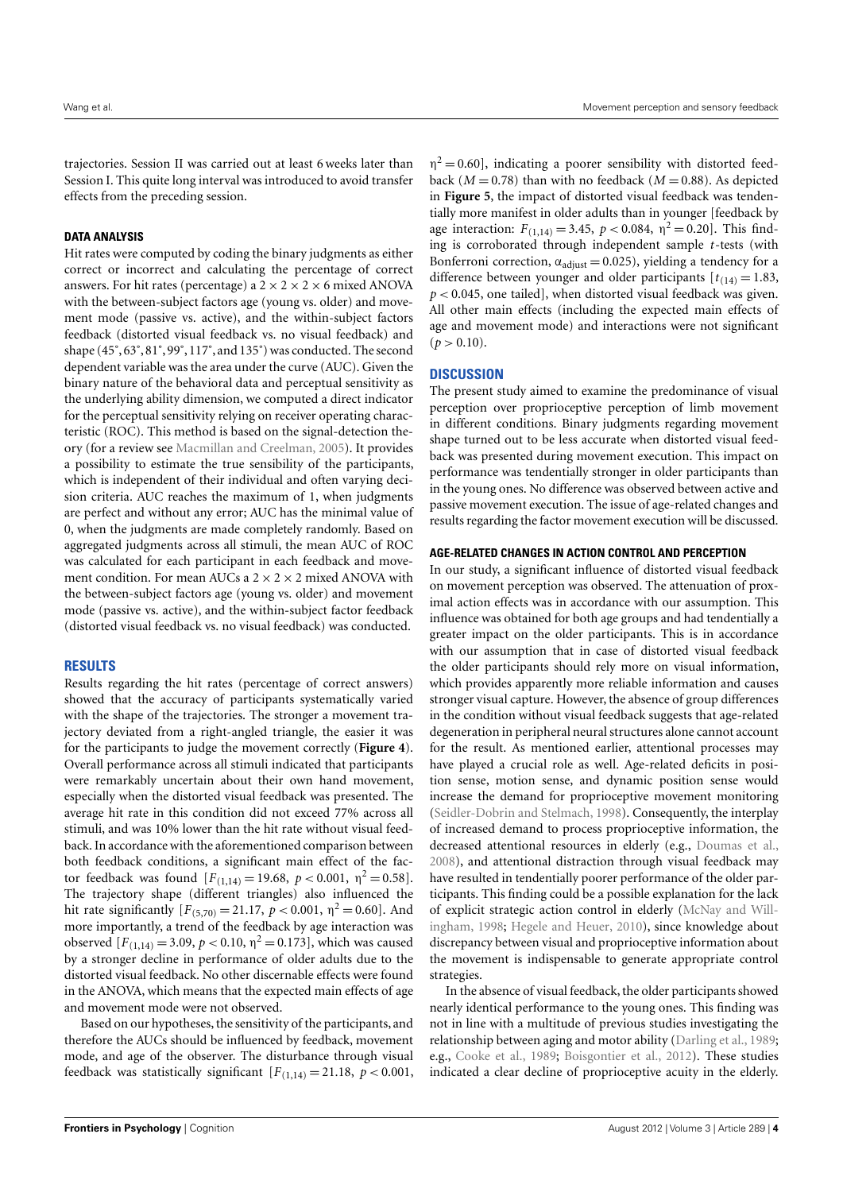trajectories. Session II was carried out at least 6 weeks later than Session I. This quite long interval was introduced to avoid transfer effects from the preceding session.

### DATA ANALYSIS

Hit rates were computed by coding the binary judgments as either correct or incorrect and calculating the percentage of correct answers. For hit rates (percentage) a 2 × 2 × 2 × 6 mixed ANOVA with the between-subject factors age (young vs. older) and movement mode (passive vs. active), and the within-subject factors feedback (distorted visual feedback vs. no visual feedback) and shape (45˚, 63˚, 81˚, 99˚, 117˚, and 135˚) was conducted. The second dependent variable was the area under the curve (AUC). Given the binary nature of the behavioral data and perceptual sensitivity as the underlying ability dimension, we computed a direct indicator for the perceptual sensitivity relying on receiver operating characteristic (ROC). This method is based on the signal-detection theory (for a review see Macmillan and Creelman, 2005). It provides a possibility to estimate the true sensibility of the participants, which is independent of their individual and often varying decision criteria. AUC reaches the maximum of 1, when judgments are perfect and without any error; AUC has the minimal value of 0, when the judgments are made completely randomly. Based on aggregated judgments across all stimuli, the mean AUC of ROC was calculated for each participant in each feedback and movement condition. For mean AUCs a 2 × 2 × 2 mixed ANOVA with the between-subject factors age (young vs. older) and movement mode (passive vs. active), and the within-subject factor feedback (distorted visual feedback vs. no visual feedback) was conducted.

## RESULTS

Results regarding the hit rates (percentage of correct answers) showed that the accuracy of participants systematically varied with the shape of the trajectories. The stronger a movement trajectory deviated from a right-angled triangle, the easier it was for the participants to judge the movement correctly (**Figure 4**). Overall performance across all stimuli indicated that participants were remarkably uncertain about their own hand movement, especially when the distorted visual feedback was presented. The average hit rate in this condition did not exceed 77% across all stimuli, and was 10% lower than the hit rate without visual feedback. In accordance with the aforementioned comparison between both feedback conditions, a significant main effect of the factor feedback was found [$F_{(1,14)} = 19.68$, $p < 0.001$, $\eta^2 = 0.58$]. The trajectory shape (different triangles) also influenced the hit rate significantly [$F_{(5,70)} = 21.17$, $p < 0.001$, $\eta^2 = 0.60$]. And more importantly, a trend of the feedback by age interaction was observed [$F_{(1,14)} = 3.09$, $p < 0.10$, $\eta^2 = 0.173$], which was caused by a stronger decline in performance of older adults due to the distorted visual feedback. No other discernable effects were found in the ANOVA, which means that the expected main effects of age and movement mode were not observed.

Based on our hypotheses, the sensitivity of the participants, and therefore the AUCs should be influenced by feedback, movement mode, and age of the observer. The disturbance through visual feedback was statistically significant [$F_{(1,14)} = 21.18$, $p < 0.001$, $\eta^2 = 0.60$], indicating a poorer sensibility with distorted feedback ($M = 0.78$) than with no feedback ($M = 0.88$). As depicted in **Figure 5**, the impact of distorted visual feedback was tendentially more manifest in older adults than in younger [feedback by age interaction: $F_{(1,14)} = 3.45$, $p < 0.084$, $\eta^2 = 0.20$]. This finding is corroborated through independent sample *t*-tests (with Bonferroni correction, $\alpha_{adjust} = 0.025$), yielding a tendency for a difference between younger and older participants [$t_{(14)} = 1.83$, $p < 0.045$, one tailed], when distorted visual feedback was given. All other main effects (including the expected main effects of age and movement mode) and interactions were not significant ($p > 0.10$).

## DISCUSSION

The present study aimed to examine the predominance of visual perception over proprioceptive perception of limb movement in different conditions. Binary judgments regarding movement shape turned out to be less accurate when distorted visual feedback was presented during movement execution. This impact on performance was tendentially stronger in older participants than in the young ones. No difference was observed between active and passive movement execution. The issue of age-related changes and results regarding the factor movement execution will be discussed.

### AGE-RELATED CHANGES IN ACTION CONTROL AND PERCEPTION

In our study, a significant influence of distorted visual feedback on movement perception was observed. The attenuation of proximal action effects was in accordance with our assumption. This influence was obtained for both age groups and had tendentially a greater impact on the older participants. This is in accordance with our assumption that in case of distorted visual feedback the older participants should rely more on visual information, which provides apparently more reliable information and causes stronger visual capture. However, the absence of group differences in the condition without visual feedback suggests that age-related degeneration in peripheral neural structures alone cannot account for the result. As mentioned earlier, attentional processes may have played a crucial role as well. Age-related deficits in position sense, motion sense, and dynamic position sense would increase the demand for proprioceptive movement monitoring (Seidler-Dobrin and Stelmach, 1998). Consequently, the interplay of increased demand to process proprioceptive information, the decreased attentional resources in elderly (e.g., Doumas et al., 2008), and attentional distraction through visual feedback may have resulted in tendentially poorer performance of the older participants. This finding could be a possible explanation for the lack of explicit strategic action control in elderly (McNay and Willingham, 1998; Hegele and Heuer, 2010), since knowledge about discrepancy between visual and proprioceptive information about the movement is indispensable to generate appropriate control strategies.

In the absence of visual feedback, the older participants showed nearly identical performance to the young ones. This finding was not in line with a multitude of previous studies investigating the relationship between aging and motor ability (Darling et al., 1989; e.g., Cooke et al., 1989; Boisgontier et al., 2012). These studies indicated a clear decline of proprioceptive acuity in the elderly.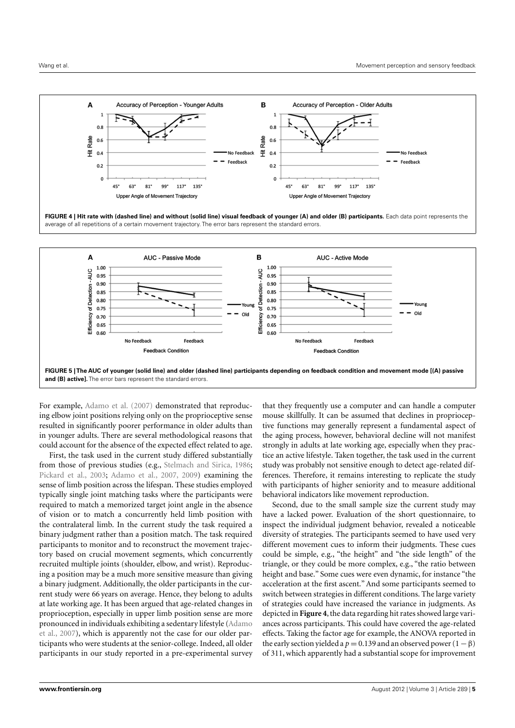**FIGURE 4 | Hit rate with (dashed line) and without (solid line) visual feedback of younger (A) and older (B) participants.** Each data point represents the average of all repetitions of a certain movement trajectory. The error bars represent the standard errors.

**FIGURE 5 | The AUC of younger (solid line) and older (dashed line) participants depending on feedback condition and movement mode [(A) passive and (B) active].** The error bars represent the standard errors.

For example, Adamo et al. (2007) demonstrated that reproducing elbow joint positions relying only on the proprioceptive sense resulted in significantly poorer performance in older adults than in younger adults. There are several methodological reasons that could account for the absence of the expected effect related to age.

First, the task used in the current study differed substantially from those of previous studies (e.g., Stelmach and Sirica, 1986; Pickard et al., 2003; Adamo et al., 2007, 2009) examining the sense of limb position across the lifespan. These studies employed typically single joint matching tasks where the participants were required to match a memorized target joint angle in the absence of vision or to match a concurrently held limb position with the contralateral limb. In the current study the task required a binary judgment rather than a position match. The task required participants to monitor and to reconstruct the movement trajectory based on crucial movement segments, which concurrently recruited multiple joints (shoulder, elbow, and wrist). Reproducing a position may be a much more sensitive measure than giving a binary judgment. Additionally, the older participants in the current study were 66 years on average. Hence, they belong to adults at late working age. It has been argued that age-related changes in proprioception, especially in upper limb position sense are more pronounced in individuals exhibiting a sedentary lifestyle (Adamo et al., 2007), which is apparently not the case for our older participants who were students at the senior-college. Indeed, all older participants in our study reported in a pre-experimental survey that they frequently use a computer and can handle a computer mouse skillfully. It can be assumed that declines in proprioceptive functions may generally represent a fundamental aspect of the aging process, however, behavioral decline will not manifest strongly in adults at late working age, especially when they practice an active lifestyle. Taken together, the task used in the current study was probably not sensitive enough to detect age-related differences. Therefore, it remains interesting to replicate the study with participants of higher seniority and to measure additional behavioral indicators like movement reproduction.

Second, due to the small sample size the current study may have a lacked power. Evaluation of the short questionnaire, to inspect the individual judgment behavior, revealed a noticeable diversity of strategies. The participants seemed to have used very different movement cues to inform their judgments. These cues could be simple, e.g., "the height" and "the side length" of the triangle, or they could be more complex, e.g., "the ratio between height and base." Some cues were even dynamic, for instance "the acceleration at the first ascent." And some participants seemed to switch between strategies in different conditions. The large variety of strategies could have increased the variance in judgments. As depicted in **Figure 4**, the data regarding hit rates showed large variances across participants. This could have covered the age-related effects. Taking the factor age for example, the ANOVA reported in the early section yielded a $p = 0.139$ and an observed power $(1 - \beta)$ of 311, which apparently had a substantial scope for improvement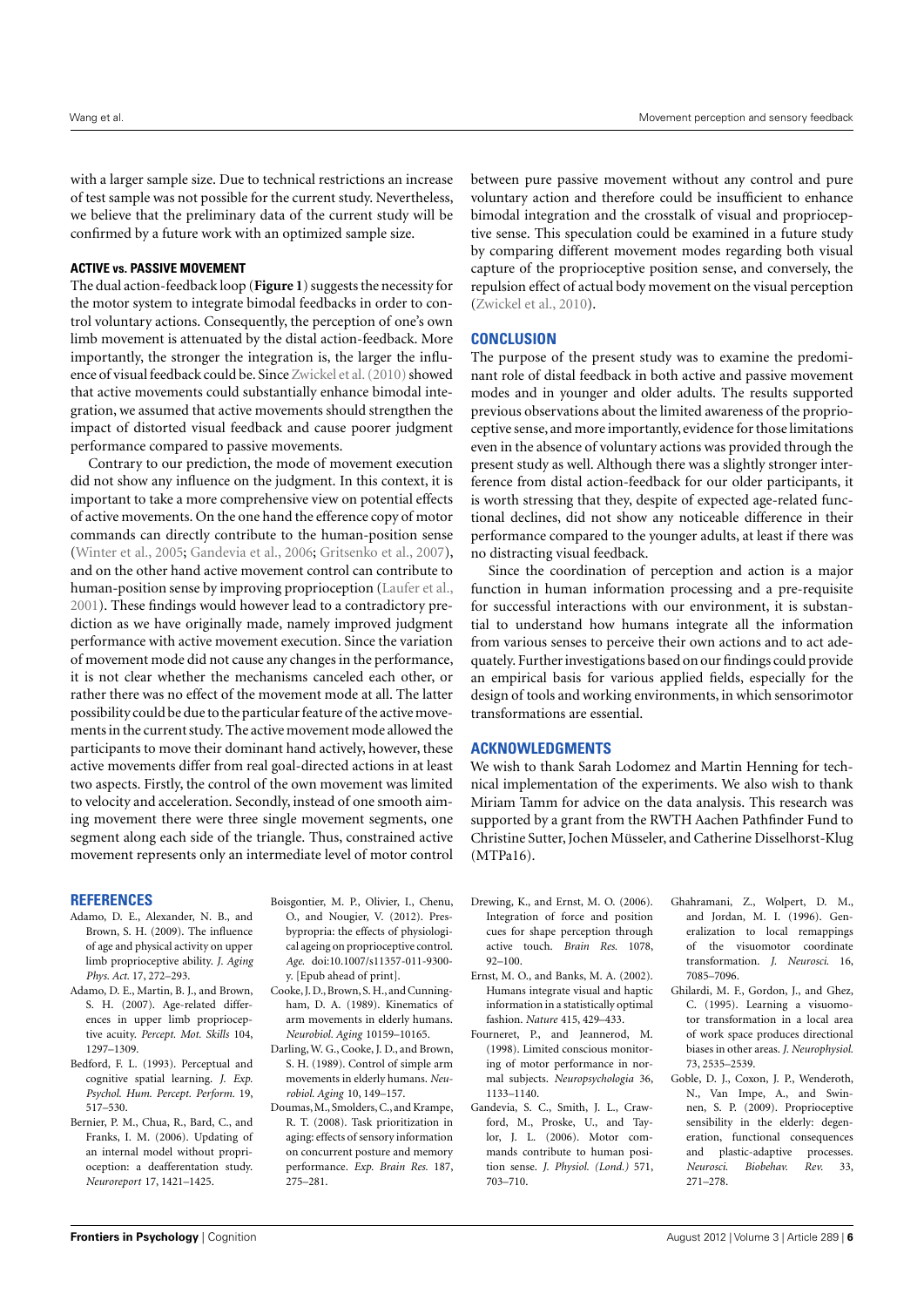with a larger sample size. Due to technical restrictions an increase of test sample was not possible for the current study. Nevertheless, we believe that the preliminary data of the current study will be confirmed by a future work with an optimized sample size.

### ACTIVE vs. PASSIVE MOVEMENT

The dual action-feedback loop (**Figure 1**) suggests the necessity for the motor system to integrate bimodal feedbacks in order to control voluntary actions. Consequently, the perception of one's own limb movement is attenuated by the distal action-feedback. More importantly, the stronger the integration is, the larger the influence of visual feedback could be. Since Zwickel et al. (2010) showed that active movements could substantially enhance bimodal integration, we assumed that active movements should strengthen the impact of distorted visual feedback and cause poorer judgment performance compared to passive movements.

Contrary to our prediction, the mode of movement execution did not show any influence on the judgment. In this context, it is important to take a more comprehensive view on potential effects of active movements. On the one hand the efference copy of motor commands can directly contribute to the human-position sense (Winter et al., 2005; Gandevia et al., 2006; Gritsenko et al., 2007), and on the other hand active movement control can contribute to human-position sense by improving proprioception (Laufer et al., 2001). These findings would however lead to a contradictory prediction as we have originally made, namely improved judgment performance with active movement execution. Since the variation of movement mode did not cause any changes in the performance, it is not clear whether the mechanisms canceled each other, or rather there was no effect of the movement mode at all. The latter possibility could be due to the particular feature of the active movements in the current study. The active movement mode allowed the participants to move their dominant hand actively, however, these active movements differ from real goal-directed actions in at least two aspects. Firstly, the control of the own movement was limited to velocity and acceleration. Secondly, instead of one smooth aiming movement there were three single movement segments, one segment along each side of the triangle. Thus, constrained active movement represents only an intermediate level of motor control between pure passive movement without any control and pure voluntary action and therefore could be insufficient to enhance bimodal integration and the crosstalk of visual and proprioceptive sense. This speculation could be examined in a future study by comparing different movement modes regarding both visual capture of the proprioceptive position sense, and conversely, the repulsion effect of actual body movement on the visual perception (Zwickel et al., 2010).

## CONCLUSION

The purpose of the present study was to examine the predominant role of distal feedback in both active and passive movement modes and in younger and older adults. The results supported previous observations about the limited awareness of the proprioceptive sense, and more importantly, evidence for those limitations even in the absence of voluntary actions was provided through the present study as well. Although there was a slightly stronger interference from distal action-feedback for our older participants, it is worth stressing that they, despite of expected age-related functional declines, did not show any noticeable difference in their performance compared to the younger adults, at least if there was no distracting visual feedback.

Since the coordination of perception and action is a major function in human information processing and a pre-requisite for successful interactions with our environment, it is substantial to understand how humans integrate all the information from various senses to perceive their own actions and to act adequately. Further investigations based on our findings could provide an empirical basis for various applied fields, especially for the design of tools and working environments, in which sensorimotor transformations are essential.

## ACKNOWLEDGMENTS

We wish to thank Sarah Lodomez and Martin Henning for technical implementation of the experiments. We also wish to thank Miriam Tamm for advice on the data analysis. This research was supported by a grant from the RWTH Aachen Pathfinder Fund to Christine Sutter, Jochen Müsseler, and Catherine Disselhorst-Klug (MTPa16).

## REFERENCES

Adamo, D. E., Alexander, N. B., and Brown, S. H. (2009). The influence of age and physical activity on upper limb proprioceptive ability. *J. Aging Phys. Act.* 17, 272–293.

Adamo, D. E., Martin, B. J., and Brown, S. H. (2007). Age-related differences in upper limb proprioceptive acuity. *Percept. Mot. Skills* 104, 1297–1309.

Bedford, F. L. (1993). Perceptual and cognitive spatial learning. *J. Exp. Psychol. Hum. Percept. Perform.* 19, 517–530.

Bernier, P. M., Chua, R., Bard, C., and Franks, I. M. (2006). Updating of an internal model without proprioception: a deafferentation study. *Neuroreport* 17, 1421–1425.

Boisgontier, M. P., Olivier, I., Chenu, O., and Nougier, V. (2012). Presbypropria: the effects of physiological ageing on proprioceptive control. *Age.* doi:10.1007/s11357-011-9300-y. [Epub ahead of print].

Cooke, J. D., Brown, S. H., and Cunningham, D. A. (1989). Kinematics of arm movements in elderly humans. *Neurobiol. Aging* 10159–10165.

Darling, W. G., Cooke, J. D., and Brown, S. H. (1989). Control of simple arm movements in elderly humans. *Neurobiol. Aging* 10, 149–157.

Doumas, M., Smolders, C., and Krampe, R. T. (2008). Task prioritization in aging: effects of sensory information on concurrent posture and memory performance. *Exp. Brain Res.* 187, 275–281.

Drewing, K., and Ernst, M. O. (2006). Integration of force and position cues for shape perception through active touch. *Brain Res.* 1078, 92–100.

Ernst, M. O., and Banks, M. A. (2002). Humans integrate visual and haptic information in a statistically optimal fashion. *Nature* 415, 429–433.

Fourneret, P., and Jeannerod, M. (1998). Limited conscious monitoring of motor performance in normal subjects. *Neuropsychologia* 36, 1133–1140.

Gandevia, S. C., Smith, J. L., Crawford, M., Proske, U., and Taylor, J. L. (2006). Motor commands contribute to human position sense. *J. Physiol. (Lond.)* 571, 703–710.

Ghahramani, Z., Wolpert, D. M., and Jordan, M. I. (1996). Generalization to local remappings of the visuomotor coordinate transformation. *J. Neurosci.* 16, 7085–7096.

Ghilardi, M. F., Gordon, J., and Ghez, C. (1995). Learning a visuomotor transformation in a local area of work space produces directional biases in other areas. *J. Neurophysiol.* 73, 2535–2539.

Goble, D. J., Coxon, J. P., Wenderoth, N., Van Impe, A., and Swinnen, S. P. (2009). Proprioceptive sensibility in the elderly: degeneration, functional consequences and plastic-adaptive processes. *Neurosci. Biobehav. Rev.* 33, 271–278.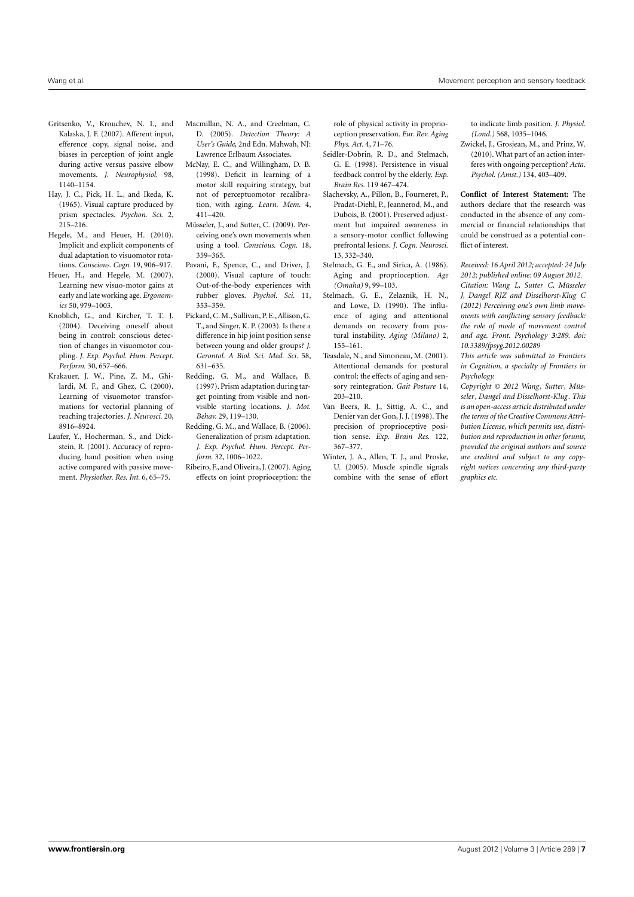Gritsenko, V., Krouchev, N. I., and Kalaska, J. F. (2007). Afferent input, efference copy, signal noise, and biases in perception of joint angle during active versus passive elbow movements. *J. Neurophysiol.* 98, 1140–1154.

Hay, J. C., Pick, H. L., and Ikeda, K. (1965). Visual capture produced by prism spectacles. *Psychon. Sci.* 2, 215–216.

Hegele, M., and Heuer, H. (2010). Implicit and explicit components of dual adaptation to visuomotor rotations. *Conscious. Cogn.* 19, 906–917.

Heuer, H., and Hegele, M. (2007). Learning new visuo-motor gains at early and late working age. *Ergonomics* 50, 979–1003.

Knoblich, G., and Kircher, T. T. J. (2004). Deceiving oneself about being in control: conscious detection of changes in visuomotor coupling. *J. Exp. Psychol. Hum. Percept. Perform.* 30, 657–666.

Krakauer, J. W., Pine, Z. M., Ghilardi, M. F., and Ghez, C. (2000). Learning of visuomotor transformations for vectorial planning of reaching trajectories. *J. Neurosci.* 20, 8916–8924.

Laufer, Y., Hocherman, S., and Dickstein, R. (2001). Accuracy of reproducing hand position when using active compared with passive movement. *Physiother. Res. Int.* 6, 65–75.

Macmillan, N. A., and Creelman, C. D. (2005). *Detection Theory: A User's Guide*, 2nd Edn. Mahwah, NJ: Lawrence Erlbaum Associates.

McNay, E. C., and Willingham, D. B. (1998). Deficit in learning of a motor skill requiring strategy, but not of perceptuomotor recalibration, with aging. *Learn. Mem.* 4, 411–420.

Müsseler, J., and Sutter, C. (2009). Perceiving one's own movements when using a tool. *Conscious. Cogn.* 18, 359–365.

Pavani, F., Spence, C., and Driver, J. (2000). Visual capture of touch: Out-of-the-body experiences with rubber gloves. *Psychol. Sci.* 11, 353–359.

Pickard, C. M., Sullivan, P. E., Allison, G. T., and Singer, K. P. (2003). Is there a difference in hip joint position sense between young and older groups? *J. Gerontol. A Biol. Sci. Med. Sci.* 58, 631–635.

Redding, G. M., and Wallace, B. (1997). Prism adaptation during target pointing from visible and nonvisible starting locations. *J. Mot. Behav.* 29, 119–130.

Redding, G. M., and Wallace, B. (2006). Generalization of prism adaptation. *J. Exp. Psychol. Hum. Percept. Perform.* 32, 1006–1022.

Ribeiro, F., and Oliveira, J. (2007). Aging effects on joint proprioception: the role of physical activity in proprioception preservation. *Eur. Rev. Aging Phys. Act.* 4, 71–76.

Seidler-Dobrin, R. D., and Stelmach, G. E. (1998). Persistence in visual feedback control by the elderly. *Exp. Brain Res.* 119 467–474.

Slachevsky, A., Pillon, B., Fourneret, P., Pradat-Diehl, P., Jeannerod, M., and Dubois, B. (2001). Preserved adjustment but impaired awareness in a sensory-motor conflict following prefrontal lesions. *J. Cogn. Neurosci.* 13, 332–340.

Stelmach, G. E., and Sirica, A. (1986). Aging and proprioception. *Age (Omaha)* 9, 99–103.

Stelmach, G. E., Zelaznik, H. N., and Lowe, D. (1990). The influence of aging and attentional demands on recovery from postural instability. *Aging (Milano)* 2, 155–161.

Teasdale, N., and Simoneau, M. (2001). Attentional demands for postural control: the effects of aging and sensory reintegration. *Gait Posture* 14, 203–210.

Van Beers, R. J., Sittig, A. C., and Denier van der Gon, J. J. (1998). The precision of proprioceptive position sense. *Exp. Brain Res.* 122, 367–377.

Winter, J. A., Allen, T. J., and Proske, U. (2005). Muscle spindle signals combine with the sense of effort to indicate limb position. *J. Physiol. (Lond.)* 568, 1035–1046.

Zwickel, J., Grosjean, M., and Prinz, W. (2010). What part of an action interferes with ongoing perception? *Acta. Psychol. (Amst.)* 134, 403–409.

**Conflict of Interest Statement:** The authors declare that the research was conducted in the absence of any commercial or financial relationships that could be construed as a potential conflict of interest.

*Received: 16 April 2012; accepted: 24 July 2012; published online: 09 August 2012.*

*Citation: Wang L, Sutter C, Müsseler J, Dangel RJZ and Disselhorst-Klug C (2012) Perceiving one's own limb movements with conflicting sensory feedback: the role of mode of movement control and age. Front. Psychology **3**:289. doi: 10.3389/fpsyg.2012.00289*

*This article was submitted to Frontiers in Cognition, a specialty of Frontiers in Psychology.*

*Copyright © 2012 Wang, Sutter, Müsseler, Dangel and Disselhorst-Klug. This is an open-access article distributed under the terms of the Creative Commons Attribution License, which permits use, distribution and reproduction in other forums, provided the original authors and source are credited and subject to any copyright notices concerning any third-party graphics etc.*